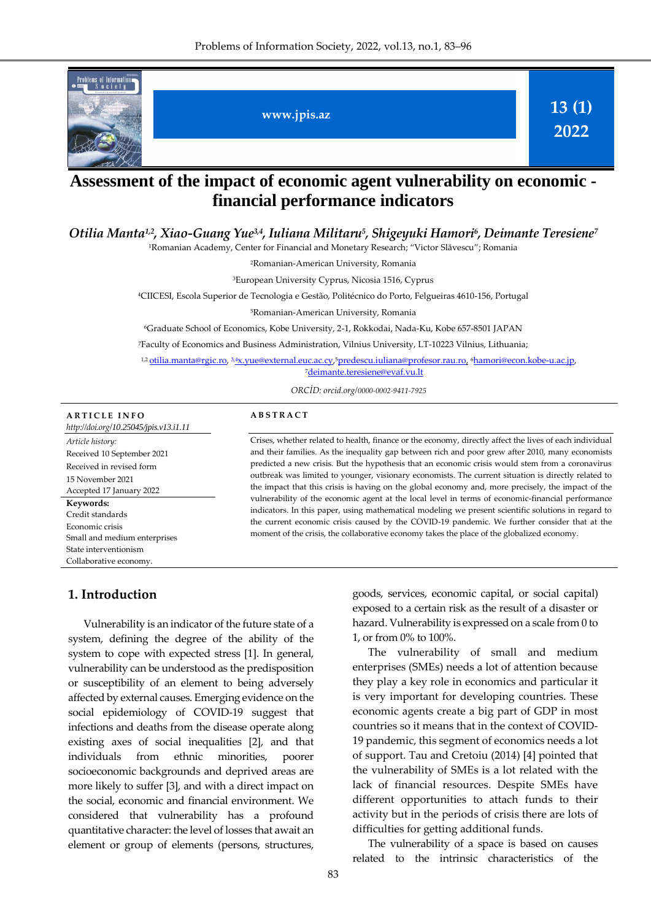# Assessment of the impact of economic agent vulnerability on economic - financial performance indicators

*Otilia Manta[1,2], Xiao-Guang Yue[3,4], Iuliana Militaru[5], Shigeyuki Hamori[6], Deimante Teresiene[7]*

[1]Romanian Academy, Center for Financial and Monetary Research; "Victor Slăvescu"; Romania

[2]Romanian-American University, Romania

[3]European University Cyprus, Nicosia 1516, Cyprus

[4]CIICESI, Escola Superior de Tecnologia e Gestão, Politécnico do Porto, Felgueiras 4610-156, Portugal

[5]Romanian-American University, Romania

[6]Graduate School of Economics, Kobe University, 2-1, Rokkodai, Nada-Ku, Kobe 657-8501 JAPAN

[7]Faculty of Economics and Business Administration, Vilnius University, LT-10223 Vilnius, Lithuania;

[1,2] otilia.manta@rgic.ro, [3,4]x.yue@external.euc.ac.cy, [5]predescu.iuliana@profesor.rau.ro, [6]hamori@econ.kobe-u.ac.jp, [7]deimante.teresiene@evaf.vu.lt

*ORCİD: orcid.org/0000-0002-9411-7925*

**ARTICLE INFO**

*http://doi.org/10.25045/jpis.v13.i1.11*

*Article history:*
Received 10 September 2021
Received in revised form
15 November 2021
Accepted 17 January 2022

**Keywords:**
Credit standards
Economic crisis
Small and medium enterprises
State interventionism
Collaborative economy.

**ABSTRACT**

Crises, whether related to health, finance or the economy, directly affect the lives of each individual and their families. As the inequality gap between rich and poor grew after 2010, many economists predicted a new crisis. But the hypothesis that an economic crisis would stem from a coronavirus outbreak was limited to younger, visionary economists. The current situation is directly related to the impact that this crisis is having on the global economy and, more precisely, the impact of the vulnerability of the economic agent at the local level in terms of economic-financial performance indicators. In this paper, using mathematical modeling we present scientific solutions in regard to the current economic crisis caused by the COVID-19 pandemic. We further consider that at the moment of the crisis, the collaborative economy takes the place of the globalized economy.

## 1. Introduction

Vulnerability is an indicator of the future state of a system, defining the degree of the ability of the system to cope with expected stress [1]. In general, vulnerability can be understood as the predisposition or susceptibility of an element to being adversely affected by external causes. Emerging evidence on the social epidemiology of COVID-19 suggest that infections and deaths from the disease operate along existing axes of social inequalities [2], and that individuals from ethnic minorities, poorer socioeconomic backgrounds and deprived areas are more likely to suffer [3], and with a direct impact on the social, economic and financial environment. We considered that vulnerability has a profound quantitative character: the level of losses that await an element or group of elements (persons, structures, goods, services, economic capital, or social capital) exposed to a certain risk as the result of a disaster or hazard. Vulnerability is expressed on a scale from 0 to 1, or from 0% to 100%.

The vulnerability of small and medium enterprises (SMEs) needs a lot of attention because they play a key role in economics and particular it is very important for developing countries. These economic agents create a big part of GDP in most countries so it means that in the context of COVID-19 pandemic, this segment of economics needs a lot of support. Tau and Cretoiu (2014) [4] pointed that the vulnerability of SMEs is a lot related with the lack of financial resources. Despite SMEs have different opportunities to attach funds to their activity but in the periods of crisis there are lots of difficulties for getting additional funds.

The vulnerability of a space is based on causes related to the intrinsic characteristics of the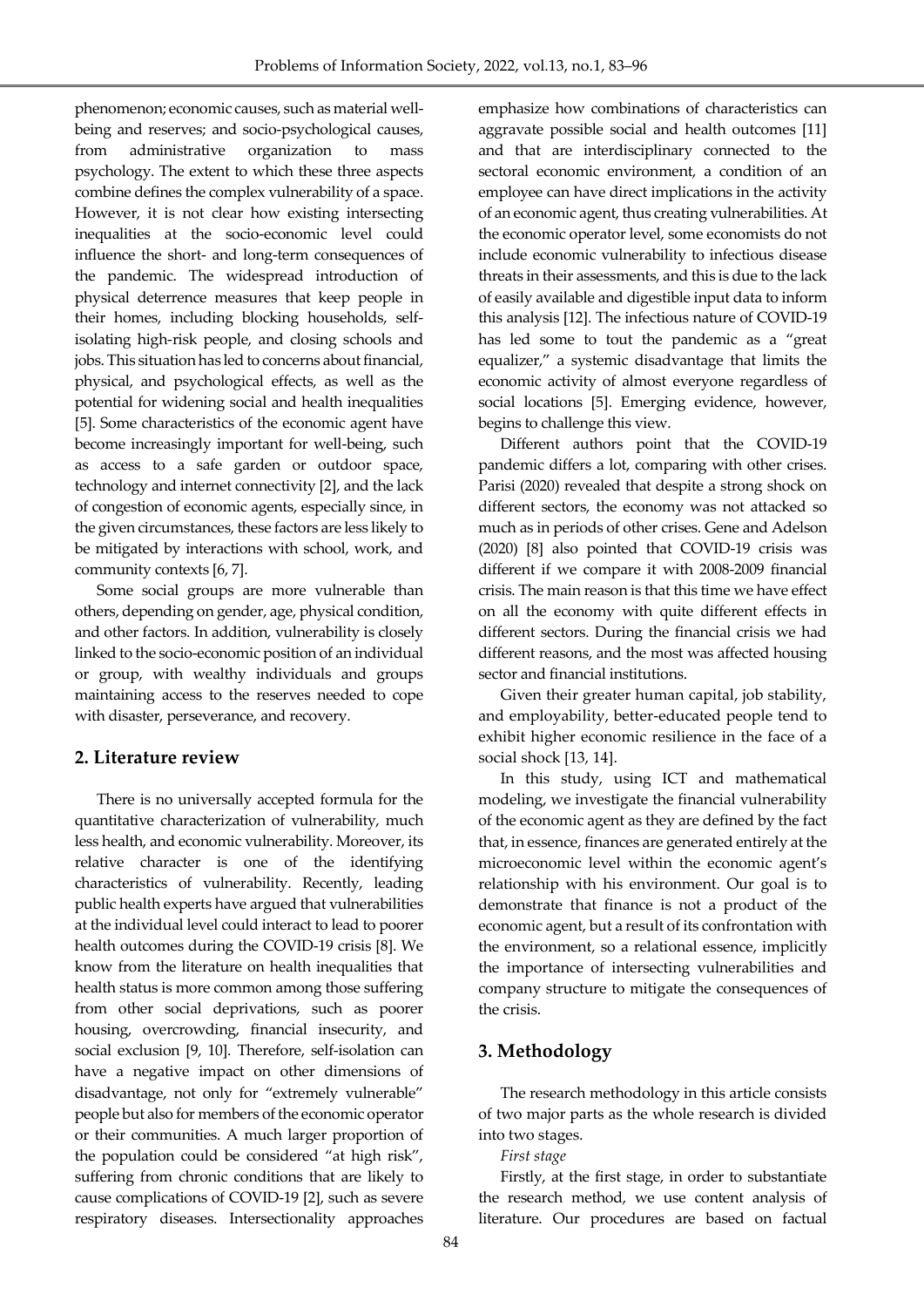phenomenon; economic causes, such as material well-being and reserves; and socio-psychological causes, from administrative organization to mass psychology. The extent to which these three aspects combine defines the complex vulnerability of a space. However, it is not clear how existing intersecting inequalities at the socio-economic level could influence the short- and long-term consequences of the pandemic. The widespread introduction of physical deterrence measures that keep people in their homes, including blocking households, self-isolating high-risk people, and closing schools and jobs. This situation has led to concerns about financial, physical, and psychological effects, as well as the potential for widening social and health inequalities [5]. Some characteristics of the economic agent have become increasingly important for well-being, such as access to a safe garden or outdoor space, technology and internet connectivity [2], and the lack of congestion of economic agents, especially since, in the given circumstances, these factors are less likely to be mitigated by interactions with school, work, and community contexts [6, 7].

Some social groups are more vulnerable than others, depending on gender, age, physical condition, and other factors. In addition, vulnerability is closely linked to the socio-economic position of an individual or group, with wealthy individuals and groups maintaining access to the reserves needed to cope with disaster, perseverance, and recovery.

## 2. Literature review

There is no universally accepted formula for the quantitative characterization of vulnerability, much less health, and economic vulnerability. Moreover, its relative character is one of the identifying characteristics of vulnerability. Recently, leading public health experts have argued that vulnerabilities at the individual level could interact to lead to poorer health outcomes during the COVID-19 crisis [8]. We know from the literature on health inequalities that health status is more common among those suffering from other social deprivations, such as poorer housing, overcrowding, financial insecurity, and social exclusion [9, 10]. Therefore, self-isolation can have a negative impact on other dimensions of disadvantage, not only for "extremely vulnerable" people but also for members of the economic operator or their communities. A much larger proportion of the population could be considered "at high risk", suffering from chronic conditions that are likely to cause complications of COVID-19 [2], such as severe respiratory diseases. Intersectionality approaches emphasize how combinations of characteristics can aggravate possible social and health outcomes [11] and that are interdisciplinary connected to the sectoral economic environment, a condition of an employee can have direct implications in the activity of an economic agent, thus creating vulnerabilities. At the economic operator level, some economists do not include economic vulnerability to infectious disease threats in their assessments, and this is due to the lack of easily available and digestible input data to inform this analysis [12]. The infectious nature of COVID-19 has led some to tout the pandemic as a "great equalizer," a systemic disadvantage that limits the economic activity of almost everyone regardless of social locations [5]. Emerging evidence, however, begins to challenge this view.

Different authors point that the COVID-19 pandemic differs a lot, comparing with other crises. Parisi (2020) revealed that despite a strong shock on different sectors, the economy was not attacked so much as in periods of other crises. Gene and Adelson (2020) [8] also pointed that COVID-19 crisis was different if we compare it with 2008-2009 financial crisis. The main reason is that this time we have effect on all the economy with quite different effects in different sectors. During the financial crisis we had different reasons, and the most was affected housing sector and financial institutions.

Given their greater human capital, job stability, and employability, better-educated people tend to exhibit higher economic resilience in the face of a social shock [13, 14].

In this study, using ICT and mathematical modeling, we investigate the financial vulnerability of the economic agent as they are defined by the fact that, in essence, finances are generated entirely at the microeconomic level within the economic agent's relationship with his environment. Our goal is to demonstrate that finance is not a product of the economic agent, but a result of its confrontation with the environment, so a relational essence, implicitly the importance of intersecting vulnerabilities and company structure to mitigate the consequences of the crisis.

## 3. Methodology

The research methodology in this article consists of two major parts as the whole research is divided into two stages.

*First stage*

Firstly, at the first stage, in order to substantiate the research method, we use content analysis of literature. Our procedures are based on factual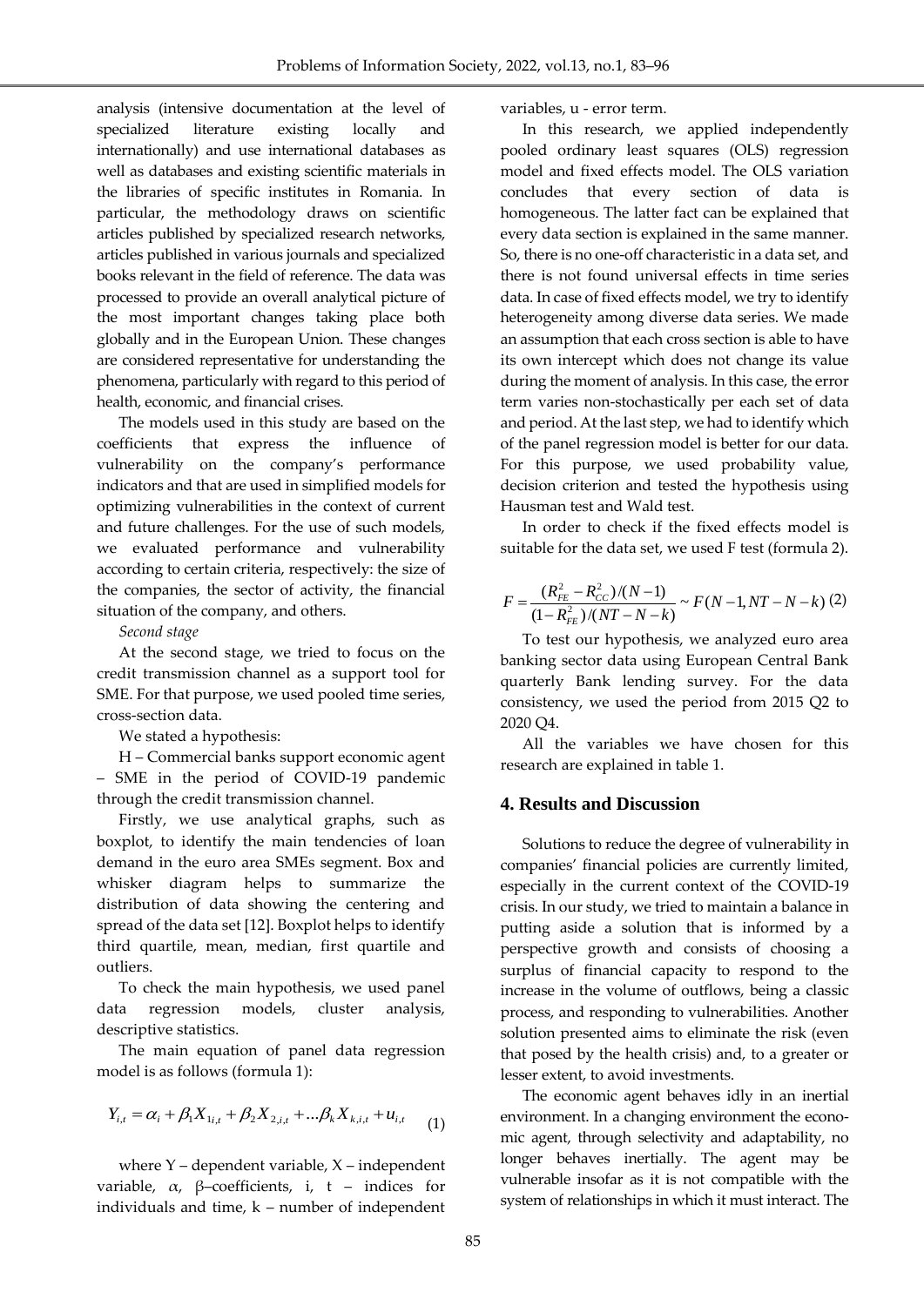analysis (intensive documentation at the level of specialized literature existing locally and internationally) and use international databases as well as databases and existing scientific materials in the libraries of specific institutes in Romania. In particular, the methodology draws on scientific articles published by specialized research networks, articles published in various journals and specialized books relevant in the field of reference. The data was processed to provide an overall analytical picture of the most important changes taking place both globally and in the European Union. These changes are considered representative for understanding the phenomena, particularly with regard to this period of health, economic, and financial crises.

The models used in this study are based on the coefficients that express the influence of vulnerability on the company's performance indicators and that are used in simplified models for optimizing vulnerabilities in the context of current and future challenges. For the use of such models, we evaluated performance and vulnerability according to certain criteria, respectively: the size of the companies, the sector of activity, the financial situation of the company, and others.

*Second stage*

At the second stage, we tried to focus on the credit transmission channel as a support tool for SME. For that purpose, we used pooled time series, cross-section data.

We stated a hypothesis:

H – Commercial banks support economic agent – SME in the period of COVID-19 pandemic through the credit transmission channel.

Firstly, we use analytical graphs, such as boxplot, to identify the main tendencies of loan demand in the euro area SMEs segment. Box and whisker diagram helps to summarize the distribution of data showing the centering and spread of the data set [12]. Boxplot helps to identify third quartile, mean, median, first quartile and outliers.

To check the main hypothesis, we used panel data regression models, cluster analysis, descriptive statistics.

The main equation of panel data regression model is as follows (formula 1):

$$Y_{i,t} = \alpha_i + \beta_1 X_{1i,t} + \beta_2 X_{2,i,t} + ...\beta_k X_{k,i,t} + u_{i,t} \quad (1)$$

where Y – dependent variable, X – independent variable, α, β–coefficients, i, t – indices for individuals and time, k – number of independent variables, u - error term.

In this research, we applied independently pooled ordinary least squares (OLS) regression model and fixed effects model. The OLS variation concludes that every section of data is homogeneous. The latter fact can be explained that every data section is explained in the same manner. So, there is no one-off characteristic in a data set, and there is not found universal effects in time series data. In case of fixed effects model, we try to identify heterogeneity among diverse data series. We made an assumption that each cross section is able to have its own intercept which does not change its value during the moment of analysis. In this case, the error term varies non-stochastically per each set of data and period. At the last step, we had to identify which of the panel regression model is better for our data. For this purpose, we used probability value, decision criterion and tested the hypothesis using Hausman test and Wald test.

In order to check if the fixed effects model is suitable for the data set, we used F test (formula 2).

$$F = \frac{(R_{FE}^2 - R_{CC}^2)/(N-1)}{(1-R_{FE}^2)/(NT-N-k)} \sim F(N-1, NT-N-k) \quad (2)$$

To test our hypothesis, we analyzed euro area banking sector data using European Central Bank quarterly Bank lending survey. For the data consistency, we used the period from 2015 Q2 to 2020 Q4.

All the variables we have chosen for this research are explained in table 1.

## 4. Results and Discussion

Solutions to reduce the degree of vulnerability in companies' financial policies are currently limited, especially in the current context of the COVID-19 crisis. In our study, we tried to maintain a balance in putting aside a solution that is informed by a perspective growth and consists of choosing a surplus of financial capacity to respond to the increase in the volume of outflows, being a classic process, and responding to vulnerabilities. Another solution presented aims to eliminate the risk (even that posed by the health crisis) and, to a greater or lesser extent, to avoid investments.

The economic agent behaves idly in an inertial environment. In a changing environment the economic agent, through selectivity and adaptability, no longer behaves inertially. The agent may be vulnerable insofar as it is not compatible with the system of relationships in which it must interact. The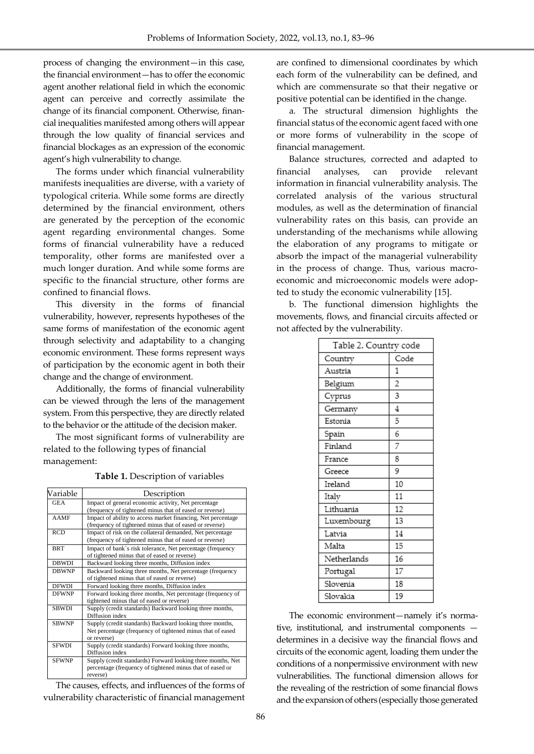process of changing the environment—in this case, the financial environment—has to offer the economic agent another relational field in which the economic agent can perceive and correctly assimilate the change of its financial component. Otherwise, financial inequalities manifested among others will appear through the low quality of financial services and financial blockages as an expression of the economic agent's high vulnerability to change.

The forms under which financial vulnerability manifests inequalities are diverse, with a variety of typological criteria. While some forms are directly determined by the financial environment, others are generated by the perception of the economic agent regarding environmental changes. Some forms of financial vulnerability have a reduced temporality, other forms are manifested over a much longer duration. And while some forms are specific to the financial structure, other forms are confined to financial flows.

This diversity in the forms of financial vulnerability, however, represents hypotheses of the same forms of manifestation of the economic agent through selectivity and adaptability to a changing economic environment. These forms represent ways of participation by the economic agent in both their change and the change of environment.

Additionally, the forms of financial vulnerability can be viewed through the lens of the management system. From this perspective, they are directly related to the behavior or the attitude of the decision maker.

The most significant forms of vulnerability are related to the following types of financial management:

**Table 1.** Description of variables

| Variable | Description |
|---|---|
| GEA | Impact of general economic activity, Net percentage (frequency of tightened minus that of eased or reverse) |
| AAMF | Impact of ability to access market financing, Net percentage (frequency of tightened minus that of eased or reverse) |
| RCD | Impact of risk on the collateral demanded, Net percentage (frequency of tightened minus that of eased or reverse) |
| BRT | Impact of bank`s risk tolerance, Net percentage (frequency of tightened minus that of eased or reverse) |
| DBWDI | Backward looking three months, Diffusion index |
| DBWNP | Backward looking three months, Net percentage (frequency of tightened minus that of eased or reverse) |
| DFWDI | Forward looking three months, Diffusion index |
| DFWNP | Forward looking three months, Net percentage (frequency of tightened minus that of eased or reverse) |
| SBWDI | Supply (credit standards) Backward looking three months, Diffusion index |
| SBWNP | Supply (credit standards) Backward looking three months, Net percentage (frequency of tightened minus that of eased or reverse) |
| SFWDI | Supply (credit standards) Forward looking three months, Diffusion index |
| SFWNP | Supply (credit standards) Forward looking three months, Net percentage (frequency of tightened minus that of eased or reverse) |

The causes, effects, and influences of the forms of vulnerability characteristic of financial management are confined to dimensional coordinates by which each form of the vulnerability can be defined, and which are commensurate so that their negative or positive potential can be identified in the change.

a. The structural dimension highlights the financial status of the economic agent faced with one or more forms of vulnerability in the scope of financial management.

Balance structures, corrected and adapted to financial analyses, can provide relevant information in financial vulnerability analysis. The correlated analysis of the various structural modules, as well as the determination of financial vulnerability rates on this basis, can provide an understanding of the mechanisms while allowing the elaboration of any programs to mitigate or absorb the impact of the managerial vulnerability in the process of change. Thus, various macroeconomic and microeconomic models were adopted to study the economic vulnerability [15].

b. The functional dimension highlights the movements, flows, and financial circuits affected or not affected by the vulnerability.

| Table 2. Country code | |
|---|---|
| Country | Code |
| Austria | 1 |
| Belgium | 2 |
| Cyprus | 3 |
| Germany | 4 |
| Estonia | 5 |
| Spain | 6 |
| Finland | 7 |
| France | 8 |
| Greece | 9 |
| Ireland | 10 |
| Italy | 11 |
| Lithuania | 12 |
| Luxembourg | 13 |
| Latvia | 14 |
| Malta | 15 |
| Netherlands | 16 |
| Portugal | 17 |
| Slovenia | 18 |
| Slovakia | 19 |

The economic environment—namely it's normative, institutional, and instrumental components — determines in a decisive way the financial flows and circuits of the economic agent, loading them under the conditions of a nonpermissive environment with new vulnerabilities. The functional dimension allows for the revealing of the restriction of some financial flows and the expansion of others (especially those generated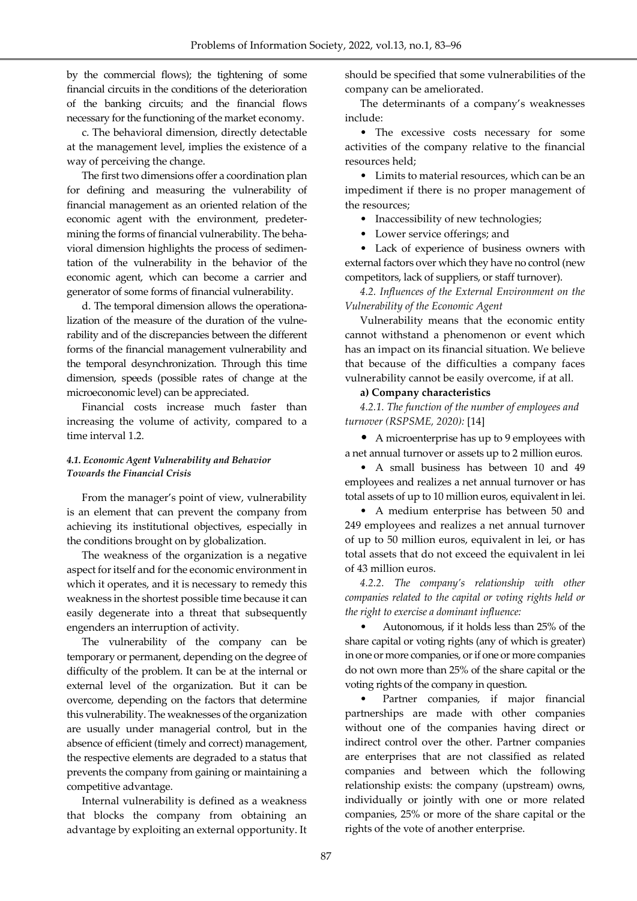by the commercial flows); the tightening of some financial circuits in the conditions of the deterioration of the banking circuits; and the financial flows necessary for the functioning of the market economy.

c. The behavioral dimension, directly detectable at the management level, implies the existence of a way of perceiving the change.

The first two dimensions offer a coordination plan for defining and measuring the vulnerability of financial management as an oriented relation of the economic agent with the environment, predetermining the forms of financial vulnerability. The behavioral dimension highlights the process of sedimentation of the vulnerability in the behavior of the economic agent, which can become a carrier and generator of some forms of financial vulnerability.

d. The temporal dimension allows the operationalization of the measure of the duration of the vulnerability and of the discrepancies between the different forms of the financial management vulnerability and the temporal desynchronization. Through this time dimension, speeds (possible rates of change at the microeconomic level) can be appreciated.

Financial costs increase much faster than increasing the volume of activity, compared to a time interval 1.2.

#### *4.1. Economic Agent Vulnerability and Behavior Towards the Financial Crisis*

From the manager's point of view, vulnerability is an element that can prevent the company from achieving its institutional objectives, especially in the conditions brought on by globalization.

The weakness of the organization is a negative aspect for itself and for the economic environment in which it operates, and it is necessary to remedy this weakness in the shortest possible time because it can easily degenerate into a threat that subsequently engenders an interruption of activity.

The vulnerability of the company can be temporary or permanent, depending on the degree of difficulty of the problem. It can be at the internal or external level of the organization. But it can be overcome, depending on the factors that determine this vulnerability. The weaknesses of the organization are usually under managerial control, but in the absence of efficient (timely and correct) management, the respective elements are degraded to a status that prevents the company from gaining or maintaining a competitive advantage.

Internal vulnerability is defined as a weakness that blocks the company from obtaining an advantage by exploiting an external opportunity. It should be specified that some vulnerabilities of the company can be ameliorated.

The determinants of a company's weaknesses include:

- The excessive costs necessary for some activities of the company relative to the financial resources held;
- Limits to material resources, which can be an impediment if there is no proper management of the resources;
- Inaccessibility of new technologies;
- Lower service offerings; and
- Lack of experience of business owners with external factors over which they have no control (new competitors, lack of suppliers, or staff turnover).

*4.2. Influences of the External Environment on the Vulnerability of the Economic Agent*

Vulnerability means that the economic entity cannot withstand a phenomenon or event which has an impact on its financial situation. We believe that because of the difficulties a company faces vulnerability cannot be easily overcome, if at all.

**a) Company characteristics**

*4.2.1. The function of the number of employees and turnover (RSPSME, 2020):* [14]

- A microenterprise has up to 9 employees with a net annual turnover or assets up to 2 million euros.
- A small business has between 10 and 49 employees and realizes a net annual turnover or has total assets of up to 10 million euros, equivalent in lei.
- A medium enterprise has between 50 and 249 employees and realizes a net annual turnover of up to 50 million euros, equivalent in lei, or has total assets that do not exceed the equivalent in lei of 43 million euros.

*4.2.2. The company's relationship with other companies related to the capital or voting rights held or the right to exercise a dominant influence:*

- Autonomous, if it holds less than 25% of the share capital or voting rights (any of which is greater) in one or more companies, or if one or more companies do not own more than 25% of the share capital or the voting rights of the company in question.
- Partner companies, if major financial partnerships are made with other companies without one of the companies having direct or indirect control over the other. Partner companies are enterprises that are not classified as related companies and between which the following relationship exists: the company (upstream) owns, individually or jointly with one or more related companies, 25% or more of the share capital or the rights of the vote of another enterprise.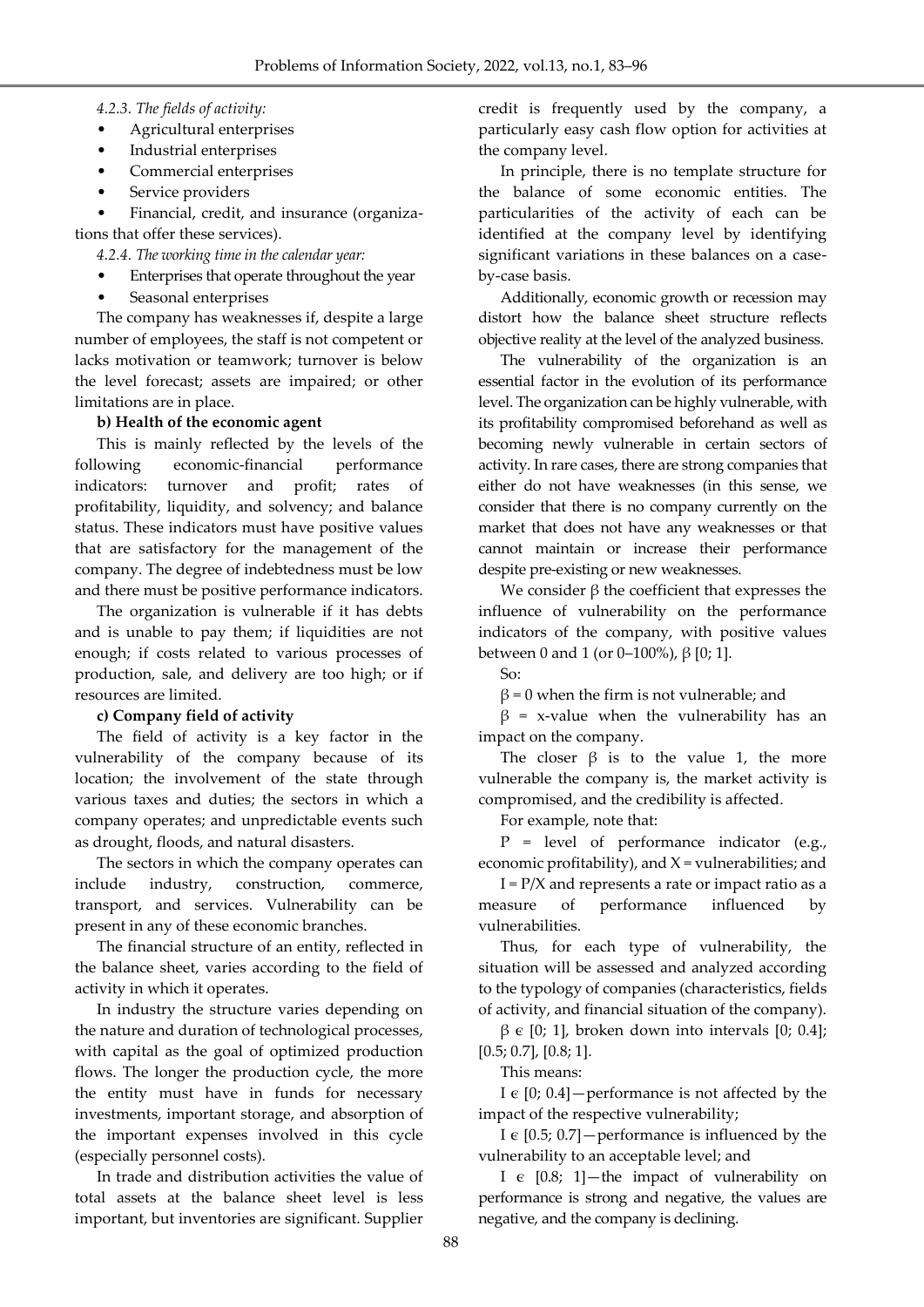*4.2.3. The fields of activity:*

- Agricultural enterprises
- Industrial enterprises
- Commercial enterprises
- Service providers
- Financial, credit, and insurance (organizations that offer these services).

*4.2.4. The working time in the calendar year:*

- Enterprises that operate throughout the year
- Seasonal enterprises

The company has weaknesses if, despite a large number of employees, the staff is not competent or lacks motivation or teamwork; turnover is below the level forecast; assets are impaired; or other limitations are in place.

**b) Health of the economic agent**

This is mainly reflected by the levels of the following economic-financial performance indicators: turnover and profit; rates of profitability, liquidity, and solvency; and balance status. These indicators must have positive values that are satisfactory for the management of the company. The degree of indebtedness must be low and there must be positive performance indicators.

The organization is vulnerable if it has debts and is unable to pay them; if liquidities are not enough; if costs related to various processes of production, sale, and delivery are too high; or if resources are limited.

**c) Company field of activity**

The field of activity is a key factor in the vulnerability of the company because of its location; the involvement of the state through various taxes and duties; the sectors in which a company operates; and unpredictable events such as drought, floods, and natural disasters.

The sectors in which the company operates can include industry, construction, commerce, transport, and services. Vulnerability can be present in any of these economic branches.

The financial structure of an entity, reflected in the balance sheet, varies according to the field of activity in which it operates.

In industry the structure varies depending on the nature and duration of technological processes, with capital as the goal of optimized production flows. The longer the production cycle, the more the entity must have in funds for necessary investments, important storage, and absorption of the important expenses involved in this cycle (especially personnel costs).

In trade and distribution activities the value of total assets at the balance sheet level is less important, but inventories are significant. Supplier credit is frequently used by the company, a particularly easy cash flow option for activities at the company level.

In principle, there is no template structure for the balance of some economic entities. The particularities of the activity of each can be identified at the company level by identifying significant variations in these balances on a case-by-case basis.

Additionally, economic growth or recession may distort how the balance sheet structure reflects objective reality at the level of the analyzed business.

The vulnerability of the organization is an essential factor in the evolution of its performance level. The organization can be highly vulnerable, with its profitability compromised beforehand as well as becoming newly vulnerable in certain sectors of activity. In rare cases, there are strong companies that either do not have weaknesses (in this sense, we consider that there is no company currently on the market that does not have any weaknesses or that cannot maintain or increase their performance despite pre-existing or new weaknesses.

We consider $\beta$ the coefficient that expresses the influence of vulnerability on the performance indicators of the company, with positive values between 0 and 1 (or 0–100%), $\beta$ [0; 1].

So:

$\beta = 0$ when the firm is not vulnerable; and

$\beta$ = x-value when the vulnerability has an impact on the company.

The closer $\beta$ is to the value 1, the more vulnerable the company is, the market activity is compromised, and the credibility is affected.

For example, note that:

P = level of performance indicator (e.g., economic profitability), and X = vulnerabilities; and

$I = P/X$ and represents a rate or impact ratio as a measure of performance influenced by vulnerabilities.

Thus, for each type of vulnerability, the situation will be assessed and analyzed according to the typology of companies (characteristics, fields of activity, and financial situation of the company).

$\beta \in [0; 1]$, broken down into intervals [0; 0.4]; [0.5; 0.7], [0.8; 1].

This means:

$I \in [0; 0.4]$—performance is not affected by the impact of the respective vulnerability;

$I \in [0.5; 0.7]$—performance is influenced by the vulnerability to an acceptable level; and

$I \in [0.8; 1]$—the impact of vulnerability on performance is strong and negative, the values are negative, and the company is declining.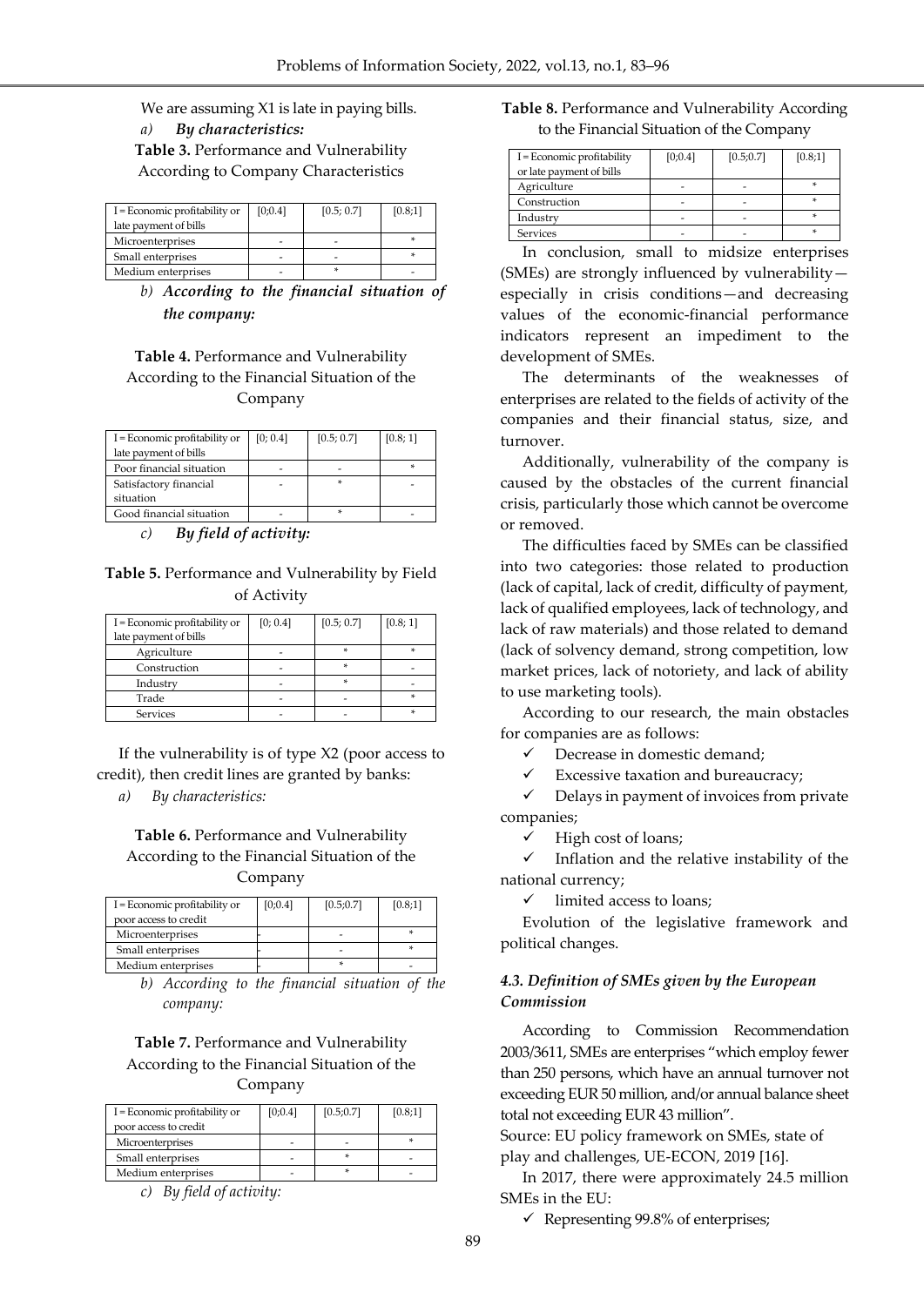We are assuming X1 is late in paying bills.

*a) **By characteristics:***

**Table 3.** Performance and Vulnerability According to Company Characteristics

| I = Economic profitability or late payment of bills | [0;0.4] | [0.5; 0.7] | [0.8;1] |
|---|---|---|---|
| Microenterprises | - | - | * |
| Small enterprises | - | - | * |
| Medium enterprises | - | * | - |

*b) **According to the financial situation of the company:***

**Table 4.** Performance and Vulnerability According to the Financial Situation of the Company

| I = Economic profitability or late payment of bills | [0; 0.4] | [0.5; 0.7] | [0.8; 1] |
|---|---|---|---|
| Poor financial situation | - | - | * |
| Satisfactory financial situation | - | * | - |
| Good financial situation | - | * | - |

*c) **By field of activity:***

**Table 5.** Performance and Vulnerability by Field of Activity

| I = Economic profitability or late payment of bills | [0; 0.4] | [0.5; 0.7] | [0.8; 1] |
|---|---|---|---|
| Agriculture | - | * | * |
| Construction | - | * | - |
| Industry | - | * | - |
| Trade | - | - | * |
| Services | - | - | * |

If the vulnerability is of type X2 (poor access to credit), then credit lines are granted by banks:

*a) By characteristics:*

**Table 6.** Performance and Vulnerability According to the Financial Situation of the Company

| I = Economic profitability or poor access to credit | [0;0.4] | [0.5;0.7] | [0.8;1] |
|---|---|---|---|
| Microenterprises | - | - | * |
| Small enterprises | - | - | * |
| Medium enterprises | - | * | - |

*b) According to the financial situation of the company:*

**Table 7.** Performance and Vulnerability According to the Financial Situation of the Company

| I = Economic profitability or poor access to credit | [0;0.4] | [0.5;0.7] | [0.8;1] |
|---|---|---|---|
| Microenterprises | - | - | * |
| Small enterprises | - | * | - |
| Medium enterprises | - | * | - |

*c) By field of activity:*

**Table 8.** Performance and Vulnerability According to the Financial Situation of the Company

| I = Economic profitability or late payment of bills | [0;0.4] | [0.5;0.7] | [0.8;1] |
|---|---|---|---|
| Agriculture | - | - | * |
| Construction | - | - | * |
| Industry | - | - | * |
| Services | - | - | * |

In conclusion, small to midsize enterprises (SMEs) are strongly influenced by vulnerability—especially in crisis conditions—and decreasing values of the economic-financial performance indicators represent an impediment to the development of SMEs.

The determinants of the weaknesses of enterprises are related to the fields of activity of the companies and their financial status, size, and turnover.

Additionally, vulnerability of the company is caused by the obstacles of the current financial crisis, particularly those which cannot be overcome or removed.

The difficulties faced by SMEs can be classified into two categories: those related to production (lack of capital, lack of credit, difficulty of payment, lack of qualified employees, lack of technology, and lack of raw materials) and those related to demand (lack of solvency demand, strong competition, low market prices, lack of notoriety, and lack of ability to use marketing tools).

According to our research, the main obstacles for companies are as follows:

- ✓ Decrease in domestic demand;
- ✓ Excessive taxation and bureaucracy;
- ✓ Delays in payment of invoices from private companies;
- ✓ High cost of loans;
- ✓ Inflation and the relative instability of the national currency;
- ✓ limited access to loans;

Evolution of the legislative framework and political changes.

### *4.3. Definition of SMEs given by the European Commission*

According to Commission Recommendation 2003/3611, SMEs are enterprises "which employ fewer than 250 persons, which have an annual turnover not exceeding EUR 50 million, and/or annual balance sheet total not exceeding EUR 43 million".

Source: EU policy framework on SMEs, state of play and challenges, UE-ECON, 2019 [16].

In 2017, there were approximately 24.5 million SMEs in the EU:

- ✓ Representing 99.8% of enterprises;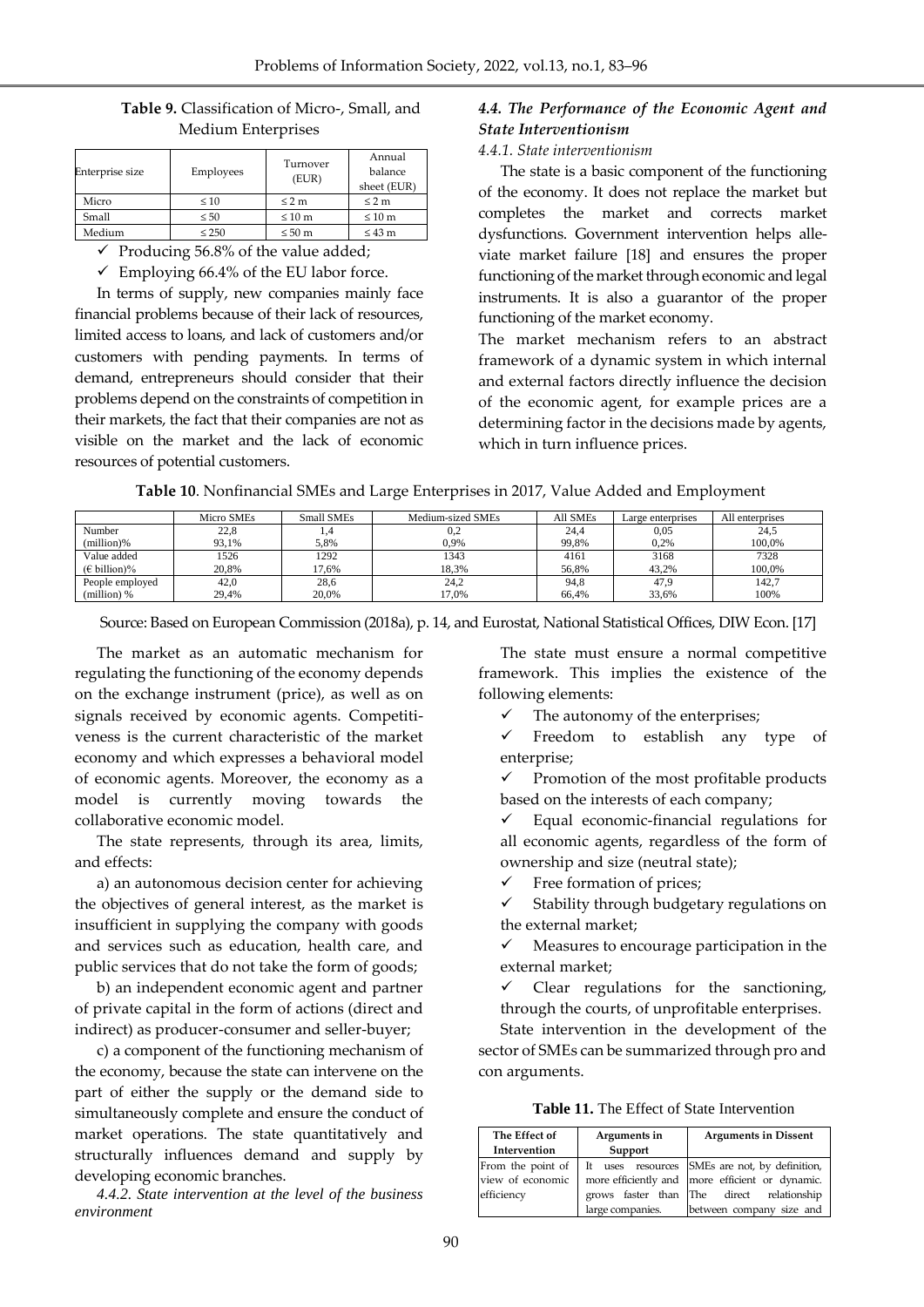**Table 9.** Classification of Micro-, Small, and Medium Enterprises

| Enterprise size | Employees | Turnover (EUR) | Annual balance sheet (EUR) |
|---|---|---|---|
| Micro | ≤ 10 | ≤ 2 m | ≤ 2 m |
| Small | ≤ 50 | ≤ 10 m | ≤ 10 m |
| Medium | ≤ 250 | ≤ 50 m | ≤ 43 m |

- ✓ Producing 56.8% of the value added;
- ✓ Employing 66.4% of the EU labor force.

In terms of supply, new companies mainly face financial problems because of their lack of resources, limited access to loans, and lack of customers and/or customers with pending payments. In terms of demand, entrepreneurs should consider that their problems depend on the constraints of competition in their markets, the fact that their companies are not as visible on the market and the lack of economic resources of potential customers.

### *4.4. The Performance of the Economic Agent and State Interventionism*

#### *4.4.1. State interventionism*

The state is a basic component of the functioning of the economy. It does not replace the market but completes the market and corrects market dysfunctions. Government intervention helps alleviate market failure [18] and ensures the proper functioning of the market through economic and legal instruments. It is also a guarantor of the proper functioning of the market economy.

The market mechanism refers to an abstract framework of a dynamic system in which internal and external factors directly influence the decision of the economic agent, for example prices are a determining factor in the decisions made by agents, which in turn influence prices.

**Table 10**. Nonfinancial SMEs and Large Enterprises in 2017, Value Added and Employment

| | Micro SMEs | Small SMEs | Medium-sized SMEs | All SMEs | Large enterprises | All enterprises |
|---|---|---|---|---|---|---|
| Number (million)% | 22,8<br>93,1% | 1,4<br>5,8% | 0,2<br>0,9% | 24,4<br>99,8% | 0,05<br>0,2% | 24,5<br>100,0% |
| Value added (€ billion)% | 1526<br>20,8% | 1292<br>17,6% | 1343<br>18,3% | 4161<br>56,8% | 3168<br>43,2% | 7328<br>100,0% |
| People employed (million) % | 42,0<br>29,4% | 28,6<br>20,0% | 24,2<br>17,0% | 94,8<br>66,4% | 47,9<br>33,6% | 142,7<br>100% |

Source: Based on European Commission (2018a), p. 14, and Eurostat, National Statistical Offices, DIW Econ. [17]

The market as an automatic mechanism for regulating the functioning of the economy depends on the exchange instrument (price), as well as on signals received by economic agents. Competitiveness is the current characteristic of the market economy and which expresses a behavioral model of economic agents. Moreover, the economy as a model is currently moving towards the collaborative economic model.

The state represents, through its area, limits, and effects:

a) an autonomous decision center for achieving the objectives of general interest, as the market is insufficient in supplying the company with goods and services such as education, health care, and public services that do not take the form of goods;

b) an independent economic agent and partner of private capital in the form of actions (direct and indirect) as producer-consumer and seller-buyer;

c) a component of the functioning mechanism of the economy, because the state can intervene on the part of either the supply or the demand side to simultaneously complete and ensure the conduct of market operations. The state quantitatively and structurally influences demand and supply by developing economic branches.

#### *4.4.2. State intervention at the level of the business environment*

The state must ensure a normal competitive framework. This implies the existence of the following elements:

- ✓ The autonomy of the enterprises;
- ✓ Freedom to establish any type of enterprise;
- ✓ Promotion of the most profitable products based on the interests of each company;
- ✓ Equal economic-financial regulations for all economic agents, regardless of the form of ownership and size (neutral state);
- ✓ Free formation of prices;
- ✓ Stability through budgetary regulations on the external market;
- ✓ Measures to encourage participation in the external market;
- ✓ Clear regulations for the sanctioning, through the courts, of unprofitable enterprises.

State intervention in the development of the sector of SMEs can be summarized through pro and con arguments.

**Table 11.** The Effect of State Intervention

| The Effect of Intervention | Arguments in Support | Arguments in Dissent |
|---|---|---|
| From the point of view of economic efficiency | It uses resources more efficiently and grows faster than large companies. | SMEs are not, by definition, more efficient or dynamic. The direct relationship between company size and |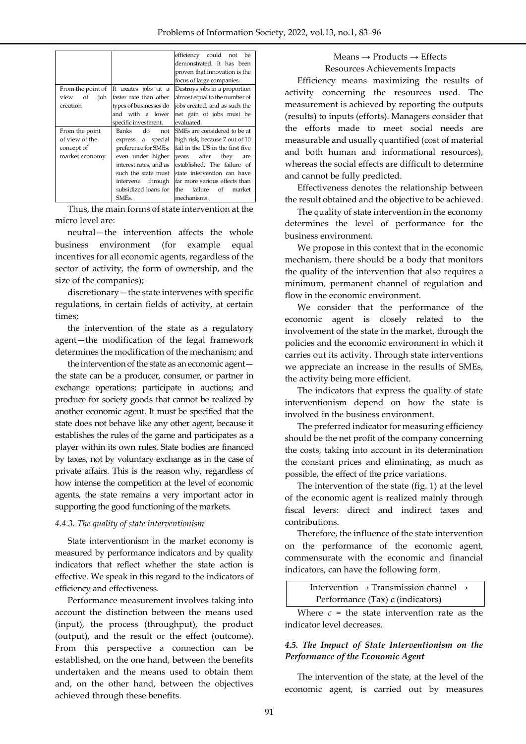|  |  | efficiency could not be demonstrated. It has been proven that innovation is the focus of large companies. |
|---|---|---|
| From the point of view of job creation | It creates jobs at a faster rate than other types of businesses do and with a lower specific investment. | Destroys jobs in a proportion almost equal to the number of jobs created, and as such the net gain of jobs must be evaluated. |
| From the point of view of the concept of market economy | Banks do not express a special preference for SMEs, even under higher interest rates, and as such the state must intervene through subsidized loans for SMEs. | SMEs are considered to be at high risk, because 7 out of 10 fail in the US in the first five years after they are established. The failure of state intervention can have far more serious effects than the failure of market mechanisms. |

Thus, the main forms of state intervention at the micro level are:

neutral—the intervention affects the whole business environment (for example equal incentives for all economic agents, regardless of the sector of activity, the form of ownership, and the size of the companies);

discretionary—the state intervenes with specific regulations, in certain fields of activity, at certain times;

the intervention of the state as a regulatory agent—the modification of the legal framework determines the modification of the mechanism; and

the intervention of the state as an economic agent—the state can be a producer, consumer, or partner in exchange operations; participate in auctions; and produce for society goods that cannot be realized by another economic agent. It must be specified that the state does not behave like any other agent, because it establishes the rules of the game and participates as a player within its own rules. State bodies are financed by taxes, not by voluntary exchange as in the case of private affairs. This is the reason why, regardless of how intense the competition at the level of economic agents, the state remains a very important actor in supporting the good functioning of the markets.

#### *4.4.3. The quality of state interventionism*

State interventionism in the market economy is measured by performance indicators and by quality indicators that reflect whether the state action is effective. We speak in this regard to the indicators of efficiency and effectiveness.

Performance measurement involves taking into account the distinction between the means used (input), the process (throughput), the product (output), and the result or the effect (outcome). From this perspective a connection can be established, on the one hand, between the benefits undertaken and the means used to obtain them and, on the other hand, between the objectives achieved through these benefits.

Means → Products → Effects
Resources Achievements Impacts

Efficiency means maximizing the results of activity concerning the resources used. The measurement is achieved by reporting the outputs (results) to inputs (efforts). Managers consider that the efforts made to meet social needs are measurable and usually quantified (cost of material and both human and informational resources), whereas the social effects are difficult to determine and cannot be fully predicted.

Effectiveness denotes the relationship between the result obtained and the objective to be achieved.

The quality of state intervention in the economy determines the level of performance for the business environment.

We propose in this context that in the economic mechanism, there should be a body that monitors the quality of the intervention that also requires a minimum, permanent channel of regulation and flow in the economic environment.

We consider that the performance of the economic agent is closely related to the involvement of the state in the market, through the policies and the economic environment in which it carries out its activity. Through state interventions we appreciate an increase in the results of SMEs, the activity being more efficient.

The indicators that express the quality of state interventionism depend on how the state is involved in the business environment.

The preferred indicator for measuring efficiency should be the net profit of the company concerning the costs, taking into account in its determination the constant prices and eliminating, as much as possible, the effect of the price variations.

The intervention of the state (fig. 1) at the level of the economic agent is realized mainly through fiscal levers: direct and indirect taxes and contributions.

Therefore, the influence of the state intervention on the performance of the economic agent, commensurate with the economic and financial indicators, can have the following form.

Intervention → Transmission channel → Performance (Tax) $c$ (indicators)

Where $c$ = the state intervention rate as the indicator level decreases.

### *4.5. The Impact of State Interventionism on the Performance of the Economic Agent*

The intervention of the state, at the level of the economic agent, is carried out by measures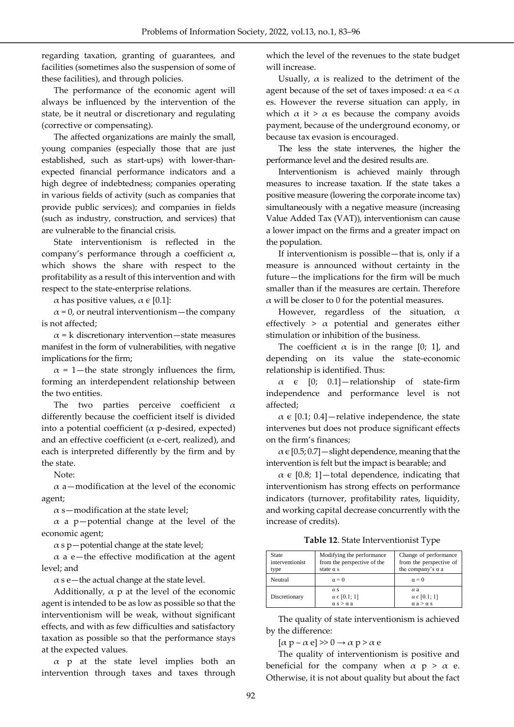regarding taxation, granting of guarantees, and facilities (sometimes also the suspension of some of these facilities), and through policies.

The performance of the economic agent will always be influenced by the intervention of the state, be it neutral or discretionary and regulating (corrective or compensating).

The affected organizations are mainly the small, young companies (especially those that are just established, such as start-ups) with lower-than-expected financial performance indicators and a high degree of indebtedness; companies operating in various fields of activity (such as companies that provide public services); and companies in fields (such as industry, construction, and services) that are vulnerable to the financial crisis.

State interventionism is reflected in the company's performance through a coefficient $\alpha$, which shows the share with respect to the profitability as a result of this intervention and with respect to the state-enterprise relations.

$\alpha$ has positive values, $\alpha \in [0.1]$:

$\alpha = 0$, or neutral interventionism—the company is not affected;

$\alpha = k$ discretionary intervention—state measures manifest in the form of vulnerabilities, with negative implications for the firm;

$\alpha = 1$—the state strongly influences the firm, forming an interdependent relationship between the two entities.

The two parties perceive coefficient $\alpha$ differently because the coefficient itself is divided into a potential coefficient ($\alpha$ p-desired, expected) and an effective coefficient ($\alpha$ e-cert, realized), and each is interpreted differently by the firm and by the state.

Note:

$\alpha$ a—modification at the level of the economic agent;

$\alpha$ s—modification at the state level;

$\alpha$ a p—potential change at the level of the economic agent;

$\alpha$ s p—potential change at the state level;

$\alpha$ a e—the effective modification at the agent level; and

$\alpha$ s e—the actual change at the state level.

Additionally, $\alpha$ p at the level of the economic agent is intended to be as low as possible so that the interventionism will be weak, without significant effects, and with as few difficulties and satisfactory taxation as possible so that the performance stays at the expected values.

$\alpha$ p at the state level implies both an intervention through taxes and taxes through which the level of the revenues to the state budget will increase.

Usually, $\alpha$ is realized to the detriment of the agent because of the set of taxes imposed: $\alpha$ ea < $\alpha$ es. However the reverse situation can apply, in which $\alpha$ it > $\alpha$ es because the company avoids payment, because of the underground economy, or because tax evasion is encouraged.

The less the state intervenes, the higher the performance level and the desired results are.

Interventionism is achieved mainly through measures to increase taxation. If the state takes a positive measure (lowering the corporate income tax) simultaneously with a negative measure (increasing Value Added Tax (VAT)), interventionism can cause a lower impact on the firms and a greater impact on the population.

If interventionism is possible—that is, only if a measure is announced without certainty in the future—the implications for the firm will be much smaller than if the measures are certain. Therefore $\alpha$ will be closer to 0 for the potential measures.

However, regardless of the situation, $\alpha$ effectively > $\alpha$ potential and generates either stimulation or inhibition of the business.

The coefficient $\alpha$ is in the range [0; 1], and depending on its value the state-economic relationship is identified. Thus:

$\alpha \in [0; 0.1]$—relationship of state-firm independence and performance level is not affected;

$\alpha \in [0.1; 0.4]$—relative independence, the state intervenes but does not produce significant effects on the firm's finances;

$\alpha \in [0.5; 0.7]$—slight dependence, meaning that the intervention is felt but the impact is bearable; and

$\alpha \in [0.8; 1]$—total dependence, indicating that interventionism has strong effects on performance indicators (turnover, profitability rates, liquidity, and working capital decrease concurrently with the increase of credits).

**Table 12**. State Interventionist Type

| State interventionist type | Modifying the performance from the perspective of the state $\alpha$ s | Change of performance from the perspective of the company's $\alpha$ a |
|---|---|---|
| Neutral | $\alpha = 0$ | $\alpha = 0$ |
| Discretionary | $\alpha$ s<br>$\alpha \in [0.1; 1]$<br>$\alpha$ s > $\alpha$ a | $\alpha$ a<br>$\alpha \in [0.1; 1]$<br>$\alpha$ a > $\alpha$ s |

The quality of state interventionism is achieved by the difference:

$[\alpha \text{ p} - \alpha \text{ e}] \gg 0 \rightarrow \alpha \text{ p} > \alpha \text{ e}$

The quality of interventionism is positive and beneficial for the company when $\alpha$ p > $\alpha$ e. Otherwise, it is not about quality but about the fact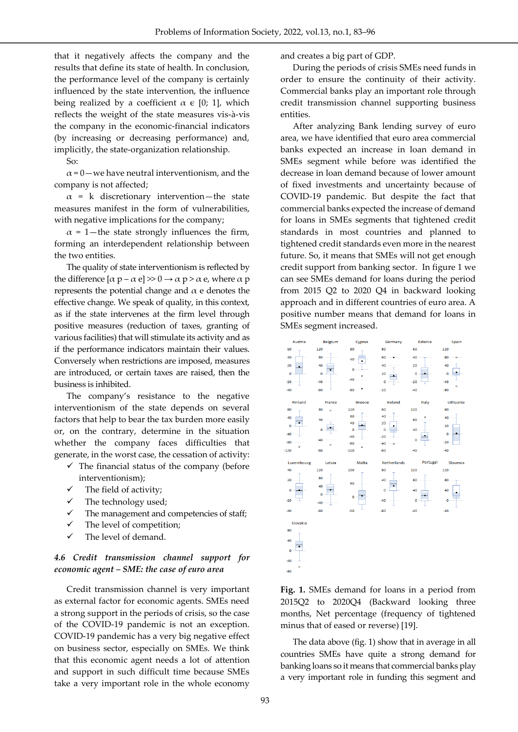that it negatively affects the company and the results that define its state of health. In conclusion, the performance level of the company is certainly influenced by the state intervention, the influence being realized by a coefficient $\alpha \in [0; 1]$, which reflects the weight of the state measures vis-à-vis the company in the economic-financial indicators (by increasing or decreasing performance) and, implicitly, the state-organization relationship.

So:

$\alpha = 0$—we have neutral interventionism, and the company is not affected;

$\alpha = k$ discretionary intervention—the state measures manifest in the form of vulnerabilities, with negative implications for the company;

$\alpha = 1$—the state strongly influences the firm, forming an interdependent relationship between the two entities.

The quality of state interventionism is reflected by the difference $[\alpha p - \alpha e] \gg 0 \rightarrow \alpha p > \alpha e$, where $\alpha p$ represents the potential change and $\alpha e$ denotes the effective change. We speak of quality, in this context, as if the state intervenes at the firm level through positive measures (reduction of taxes, granting of various facilities) that will stimulate its activity and as if the performance indicators maintain their values. Conversely when restrictions are imposed, measures are introduced, or certain taxes are raised, then the business is inhibited.

The company's resistance to the negative interventionism of the state depends on several factors that help to bear the tax burden more easily or, on the contrary, determine in the situation whether the company faces difficulties that generate, in the worst case, the cessation of activity:

- ✓ The financial status of the company (before interventionism);
- ✓ The field of activity;
- ✓ The technology used;
- ✓ The management and competencies of staff;
- ✓ The level of competition;
- ✓ The level of demand.

### *4.6 Credit transmission channel support for economic agent – SME: the case of euro area*

Credit transmission channel is very important as external factor for economic agents. SMEs need a strong support in the periods of crisis, so the case of the COVID-19 pandemic is not an exception. COVID-19 pandemic has a very big negative effect on business sector, especially on SMEs. We think that this economic agent needs a lot of attention and support in such difficult time because SMEs take a very important role in the whole economy and creates a big part of GDP.

During the periods of crisis SMEs need funds in order to ensure the continuity of their activity. Commercial banks play an important role through credit transmission channel supporting business entities.

After analyzing Bank lending survey of euro area, we have identified that euro area commercial banks expected an increase in loan demand in SMEs segment while before was identified the decrease in loan demand because of lower amount of fixed investments and uncertainty because of COVID-19 pandemic. But despite the fact that commercial banks expected the increase of demand for loans in SMEs segments that tightened credit standards in most countries and planned to tightened credit standards even more in the nearest future. So, it means that SMEs will not get enough credit support from banking sector. In figure 1 we can see SMEs demand for loans during the period from 2015 Q2 to 2020 Q4 in backward looking approach and in different countries of euro area. A positive number means that demand for loans in SMEs segment increased.

**Fig. 1.** SMEs demand for loans in a period from 2015Q2 to 2020Q4 (Backward looking three months, Net percentage (frequency of tightened minus that of eased or reverse) [19].

The data above (fig. 1) show that in average in all countries SMEs have quite a strong demand for banking loans so it means that commercial banks play a very important role in funding this segment and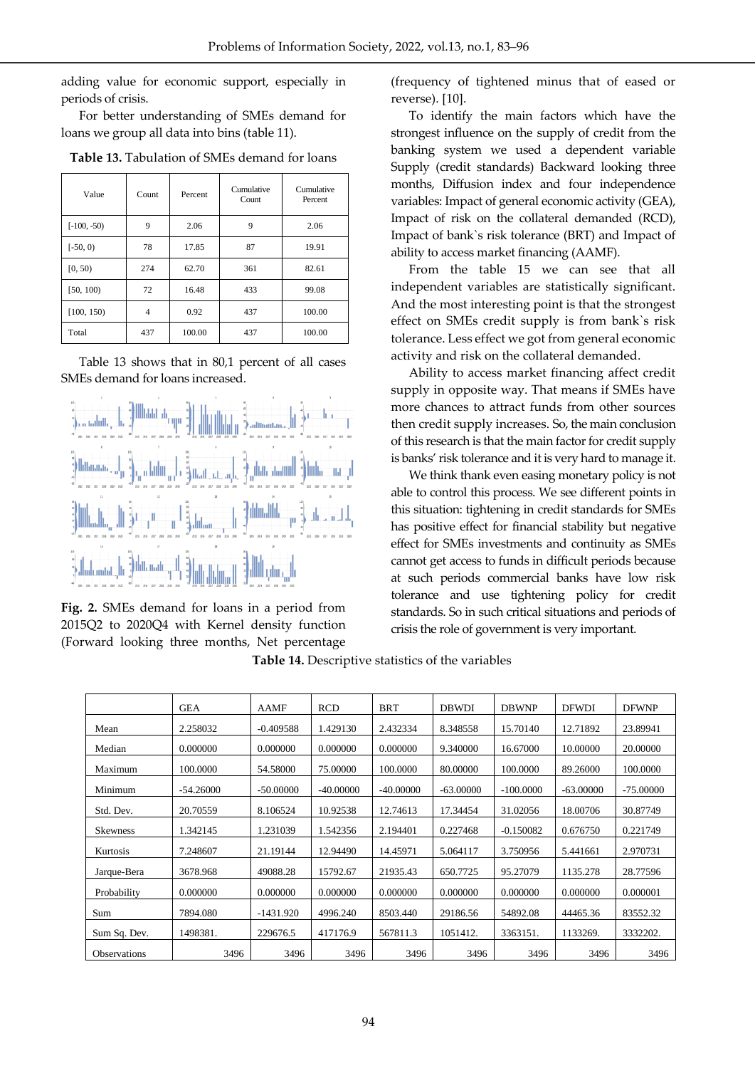adding value for economic support, especially in periods of crisis.

For better understanding of SMEs demand for loans we group all data into bins (table 11).

**Table 13.** Tabulation of SMEs demand for loans

| Value | Count | Percent | Cumulative Count | Cumulative Percent |
|---|---|---|---|---|
| [-100, -50) | 9 | 2.06 | 9 | 2.06 |
| [-50, 0) | 78 | 17.85 | 87 | 19.91 |
| [0, 50) | 274 | 62.70 | 361 | 82.61 |
| [50, 100) | 72 | 16.48 | 433 | 99.08 |
| [100, 150) | 4 | 0.92 | 437 | 100.00 |
| Total | 437 | 100.00 | 437 | 100.00 |

Table 13 shows that in 80,1 percent of all cases SMEs demand for loans increased.

**Fig. 2.** SMEs demand for loans in a period from 2015Q2 to 2020Q4 with Kernel density function (Forward looking three months, Net percentage (frequency of tightened minus that of eased or reverse). [10].

To identify the main factors which have the strongest influence on the supply of credit from the banking system we used a dependent variable Supply (credit standards) Backward looking three months, Diffusion index and four independence variables: Impact of general economic activity (GEA), Impact of risk on the collateral demanded (RCD), Impact of bank`s risk tolerance (BRT) and Impact of ability to access market financing (AAMF).

From the table 15 we can see that all independent variables are statistically significant. And the most interesting point is that the strongest effect on SMEs credit supply is from bank`s risk tolerance. Less effect we got from general economic activity and risk on the collateral demanded.

Ability to access market financing affect credit supply in opposite way. That means if SMEs have more chances to attract funds from other sources then credit supply increases. So, the main conclusion of this research is that the main factor for credit supply is banks' risk tolerance and it is very hard to manage it.

We think thank even easing monetary policy is not able to control this process. We see different points in this situation: tightening in credit standards for SMEs has positive effect for financial stability but negative effect for SMEs investments and continuity as SMEs cannot get access to funds in difficult periods because at such periods commercial banks have low risk tolerance and use tightening policy for credit standards. So in such critical situations and periods of crisis the role of government is very important.

**Table 14.** Descriptive statistics of the variables

| | GEA | AAMF | RCD | BRT | DBWDI | DBWNP | DFWDI | DFWNP |
|---|---|---|---|---|---|---|---|---|
| Mean | 2.258032 | -0.409588 | 1.429130 | 2.432334 | 8.348558 | 15.70140 | 12.71892 | 23.89941 |
| Median | 0.000000 | 0.000000 | 0.000000 | 0.000000 | 9.340000 | 16.67000 | 10.00000 | 20.00000 |
| Maximum | 100.0000 | 54.58000 | 75.00000 | 100.0000 | 80.00000 | 100.0000 | 89.26000 | 100.0000 |
| Minimum | -54.26000 | -50.00000 | -40.00000 | -40.00000 | -63.00000 | -100.0000 | -63.00000 | -75.00000 |
| Std. Dev. | 20.70559 | 8.106524 | 10.92538 | 12.74613 | 17.34454 | 31.02056 | 18.00706 | 30.87749 |
| Skewness | 1.342145 | 1.231039 | 1.542356 | 2.194401 | 0.227468 | -0.150082 | 0.676750 | 0.221749 |
| Kurtosis | 7.248607 | 21.19144 | 12.94490 | 14.45971 | 5.064117 | 3.750956 | 5.441661 | 2.970731 |
| Jarque-Bera | 3678.968 | 49088.28 | 15792.67 | 21935.43 | 650.7725 | 95.27079 | 1135.278 | 28.77596 |
| Probability | 0.000000 | 0.000000 | 0.000000 | 0.000000 | 0.000000 | 0.000000 | 0.000000 | 0.000001 |
| Sum | 7894.080 | -1431.920 | 4996.240 | 8503.440 | 29186.56 | 54892.08 | 44465.36 | 83552.32 |
| Sum Sq. Dev. | 1498381. | 229676.5 | 417176.9 | 567811.3 | 1051412. | 3363151. | 1133269. | 3332202. |
| Observations | 3496 | 3496 | 3496 | 3496 | 3496 | 3496 | 3496 | 3496 |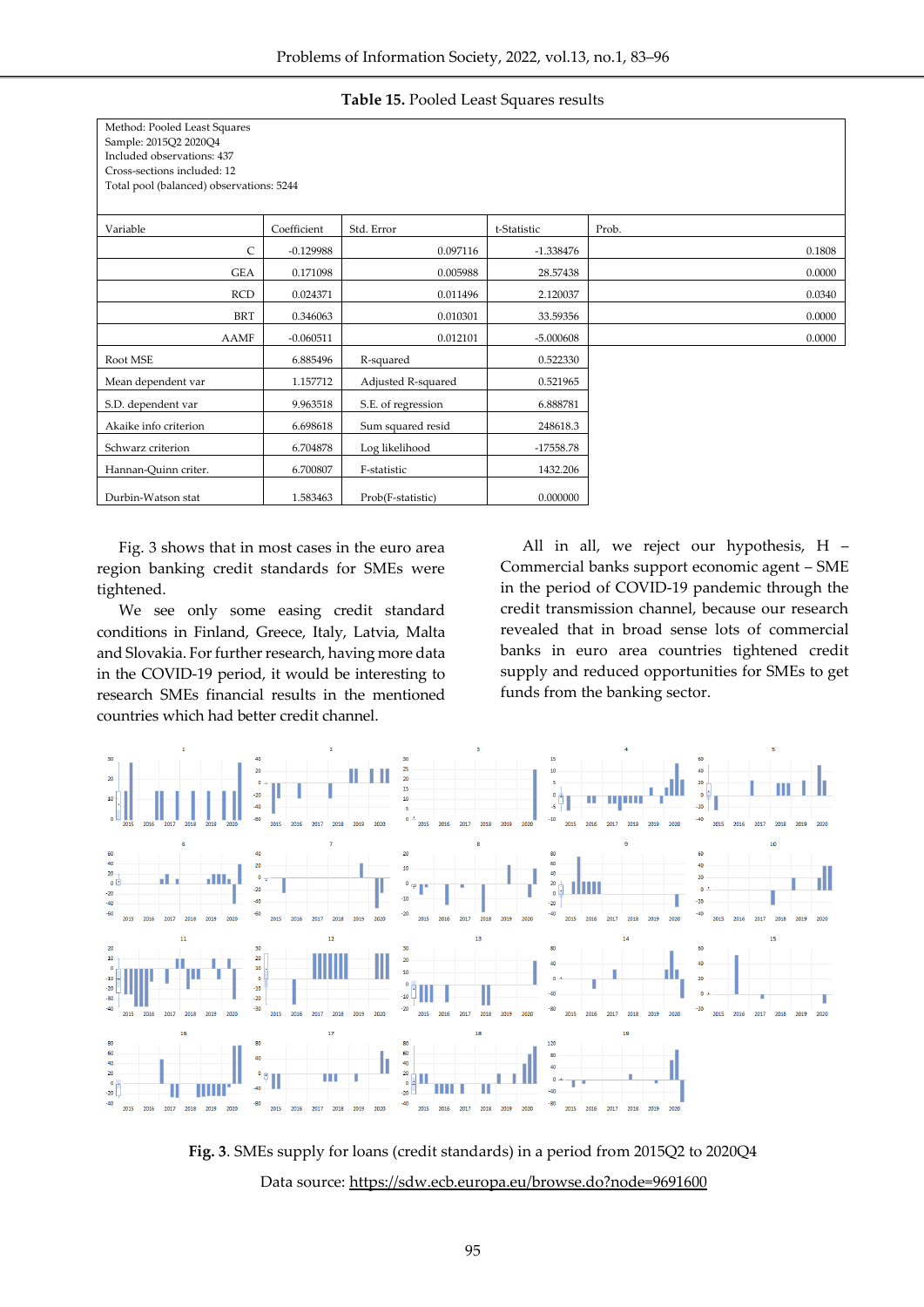**Table 15.** Pooled Least Squares results

| Method: Pooled Least Squares<br>Sample: 2015Q2 2020Q4<br>Included observations: 437<br>Cross-sections included: 12<br>Total pool (balanced) observations: 5244 | | | | |
|---|---|---|---|---|
| Variable | Coefficient | Std. Error | t-Statistic | Prob. |
| C | -0.129988 | 0.097116 | -1.338476 | 0.1808 |
| GEA | 0.171098 | 0.005988 | 28.57438 | 0.0000 |
| RCD | 0.024371 | 0.011496 | 2.120037 | 0.0340 |
| BRT | 0.346063 | 0.010301 | 33.59356 | 0.0000 |
| AAMF | -0.060511 | 0.012101 | -5.000608 | 0.0000 |
| Root MSE | 6.885496 | R-squared | 0.522330 | |
| Mean dependent var | 1.157712 | Adjusted R-squared | 0.521965 | |
| S.D. dependent var | 9.963518 | S.E. of regression | 6.888781 | |
| Akaike info criterion | 6.698618 | Sum squared resid | 248618.3 | |
| Schwarz criterion | 6.704878 | Log likelihood | -17558.78 | |
| Hannan-Quinn criter. | 6.700807 | F-statistic | 1432.206 | |
| Durbin-Watson stat | 1.583463 | Prob(F-statistic) | 0.000000 | |

Fig. 3 shows that in most cases in the euro area region banking credit standards for SMEs were tightened.

We see only some easing credit standard conditions in Finland, Greece, Italy, Latvia, Malta and Slovakia. For further research, having more data in the COVID-19 period, it would be interesting to research SMEs financial results in the mentioned countries which had better credit channel.

All in all, we reject our hypothesis, H – Commercial banks support economic agent – SME in the period of COVID-19 pandemic through the credit transmission channel, because our research revealed that in broad sense lots of commercial banks in euro area countries tightened credit supply and reduced opportunities for SMEs to get funds from the banking sector.

**Fig. 3**. SMEs supply for loans (credit standards) in a period from 2015Q2 to 2020Q4

Data source: https://sdw.ecb.europa.eu/browse.do?node=9691600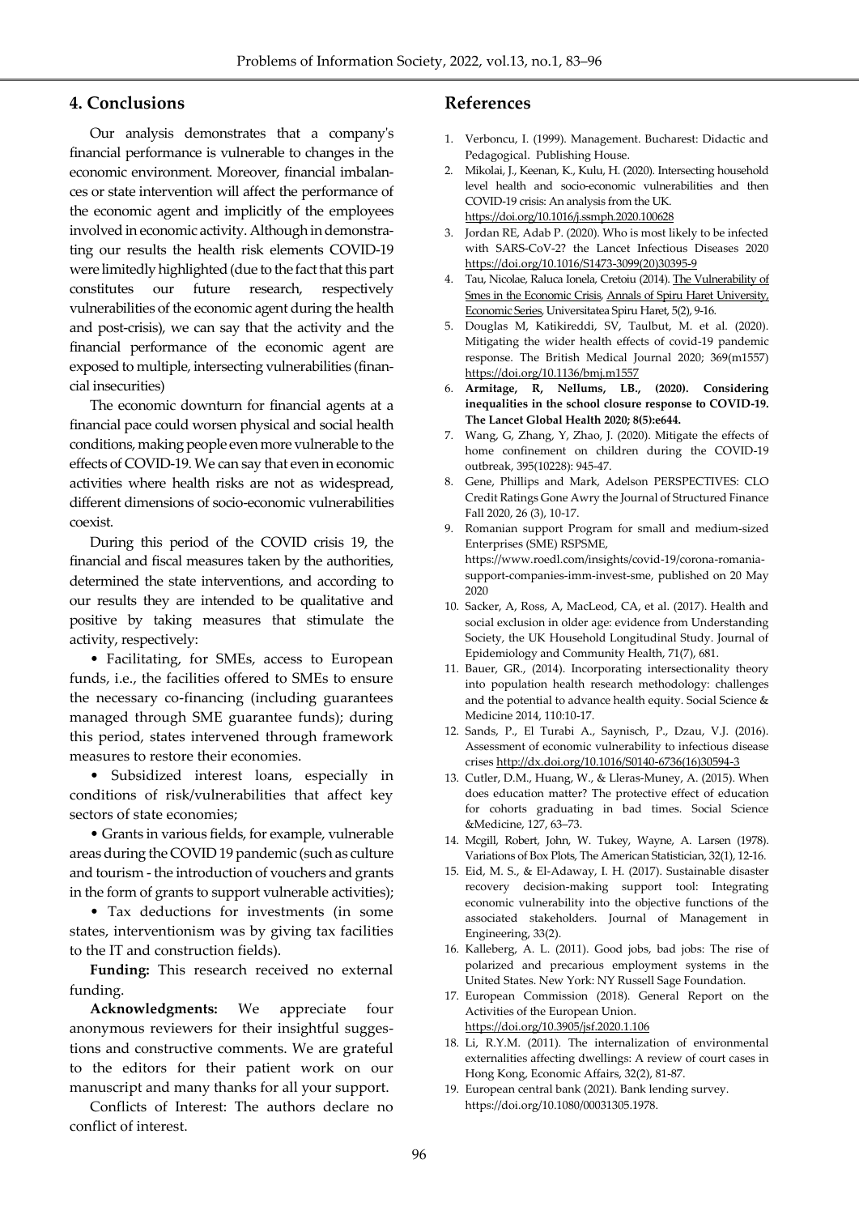## 4. Conclusions

Our analysis demonstrates that a company's financial performance is vulnerable to changes in the economic environment. Moreover, financial imbalances or state intervention will affect the performance of the economic agent and implicitly of the employees involved in economic activity. Although in demonstrating our results the health risk elements COVID-19 were limitedly highlighted (due to the fact that this part constitutes our future research, respectively vulnerabilities of the economic agent during the health and post-crisis), we can say that the activity and the financial performance of the economic agent are exposed to multiple, intersecting vulnerabilities (financial insecurities)

The economic downturn for financial agents at a financial pace could worsen physical and social health conditions, making people even more vulnerable to the effects of COVID-19. We can say that even in economic activities where health risks are not as widespread, different dimensions of socio-economic vulnerabilities coexist.

During this period of the COVID crisis 19, the financial and fiscal measures taken by the authorities, determined the state interventions, and according to our results they are intended to be qualitative and positive by taking measures that stimulate the activity, respectively:

• Facilitating, for SMEs, access to European funds, i.e., the facilities offered to SMEs to ensure the necessary co-financing (including guarantees managed through SME guarantee funds); during this period, states intervened through framework measures to restore their economies.

• Subsidized interest loans, especially in conditions of risk/vulnerabilities that affect key sectors of state economies;

• Grants in various fields, for example, vulnerable areas during the COVID 19 pandemic (such as culture and tourism - the introduction of vouchers and grants in the form of grants to support vulnerable activities);

• Tax deductions for investments (in some states, interventionism was by giving tax facilities to the IT and construction fields).

**Funding:** This research received no external funding.

**Acknowledgments:** We appreciate four anonymous reviewers for their insightful suggestions and constructive comments. We are grateful to the editors for their patient work on our manuscript and many thanks for all your support.

Conflicts of Interest: The authors declare no conflict of interest.

## References

1. Verboncu, I. (1999). Management. Bucharest: Didactic and Pedagogical. Publishing House.
2. Mikolai, J., Keenan, K., Kulu, H. (2020). Intersecting household level health and socio-economic vulnerabilities and then COVID-19 crisis: An analysis from the UK. https://doi.org/10.1016/j.ssmph.2020.100628
3. Jordan RE, Adab P. (2020). Who is most likely to be infected with SARS-CoV-2? the Lancet Infectious Diseases 2020 https://doi.org/10.1016/S1473-3099(20)30395-9
4. Tau, Nicolae, Raluca Ionela, Cretoiu (2014). The Vulnerability of Smes in the Economic Crisis, Annals of Spiru Haret University, Economic Series, Universitatea Spiru Haret, 5(2), 9-16.
5. Douglas M, Katikireddi, SV, Taulbut, M. et al. (2020). Mitigating the wider health effects of covid-19 pandemic response. The British Medical Journal 2020; 369(m1557) https://doi.org/10.1136/bmj.m1557
6. **Armitage, R, Nellums, LB., (2020). Considering inequalities in the school closure response to COVID-19. The Lancet Global Health 2020; 8(5):e644.**
7. Wang, G, Zhang, Y, Zhao, J. (2020). Mitigate the effects of home confinement on children during the COVID-19 outbreak, 395(10228): 945-47.
8. Gene, Phillips and Mark, Adelson PERSPECTIVES: CLO Credit Ratings Gone Awry the Journal of Structured Finance Fall 2020, 26 (3), 10-17.
9. Romanian support Program for small and medium-sized Enterprises (SME) RSPSME, https://www.roedl.com/insights/covid-19/corona-romania-support-companies-imm-invest-sme, published on 20 May 2020
10. Sacker, A, Ross, A, MacLeod, CA, et al. (2017). Health and social exclusion in older age: evidence from Understanding Society, the UK Household Longitudinal Study. Journal of Epidemiology and Community Health, 71(7), 681.
11. Bauer, GR., (2014). Incorporating intersectionality theory into population health research methodology: challenges and the potential to advance health equity. Social Science & Medicine 2014, 110:10-17.
12. Sands, P., El Turabi A., Saynisch, P., Dzau, V.J. (2016). Assessment of economic vulnerability to infectious disease crises http://dx.doi.org/10.1016/S0140-6736(16)30594-3
13. Cutler, D.M., Huang, W., & Lleras-Muney, A. (2015). When does education matter? The protective effect of education for cohorts graduating in bad times. Social Science &Medicine, 127, 63–73.
14. Mcgill, Robert, John, W. Tukey, Wayne, A. Larsen (1978). Variations of Box Plots, The American Statistician, 32(1), 12-16.
15. Eid, M. S., & El-Adaway, I. H. (2017). Sustainable disaster recovery decision-making support tool: Integrating economic vulnerability into the objective functions of the associated stakeholders. Journal of Management in Engineering, 33(2).
16. Kalleberg, A. L. (2011). Good jobs, bad jobs: The rise of polarized and precarious employment systems in the United States. New York: NY Russell Sage Foundation.
17. European Commission (2018). General Report on the Activities of the European Union. https://doi.org/10.3905/jsf.2020.1.106
18. Li, R.Y.M. (2011). The internalization of environmental externalities affecting dwellings: A review of court cases in Hong Kong, Economic Affairs, 32(2), 81-87.
19. European central bank (2021). Bank lending survey. https://doi.org/10.1080/00031305.1978.